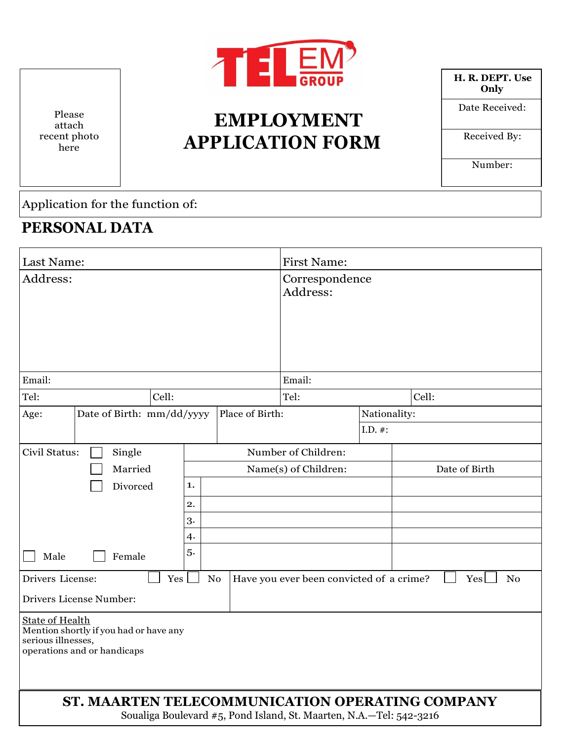Please attach recent photo here

TELEM GROUP

# EMPLOYMENT APPLICATION FORM

| H. R. DEPT. Use Only |
|---|
| Date Received: |
| Received By: |
| Number: |

Application for the function of:

## PERSONAL DATA

| Last Name: | | First Name: | |
|---|---|---|---|
| Address: | | Correspondence Address: | |
| Email: | | Email: | |
| Tel: | Cell: | Tel: | Cell: |

| Age: | Date of Birth: mm/dd/yyyy | Place of Birth: | Nationality: |
|---|---|---|---|
| | | | I.D. #: |

| Civil Status: | | Number of Children: | |
|---|---|---|---|
| ☐ Single | | Name(s) of Children: | Date of Birth |
| ☐ Married | 1. | | |
| ☐ Divorced | 2. | | |
| | 3. | | |
| | 4. | | |
| ☐ Male ☐ Female | 5. | | |

| Drivers License: ☐ Yes ☐ No | Have you ever been convicted of a crime? ☐ Yes ☐ No |
|---|---|
| Drivers License Number: | |

State of Health
Mention shortly if you had or have any serious illnesses, operations and or handicaps

**ST. MAARTEN TELECOMMUNICATION OPERATING COMPANY**
Soualiga Boulevard #5, Pond Island, St. Maarten, N.A.—Tel: 542-3216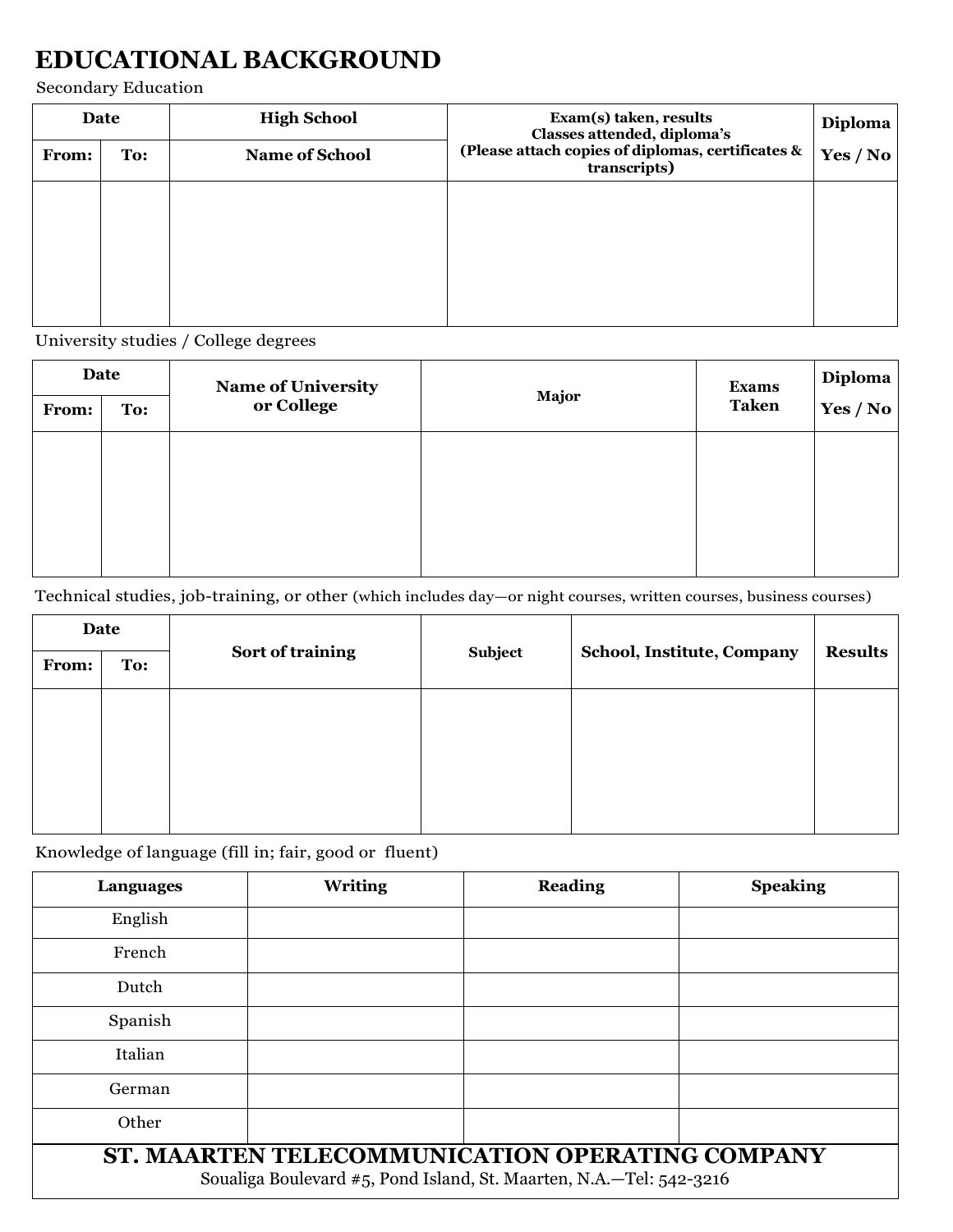# EDUCATIONAL BACKGROUND

Secondary Education

| Date | | High School | Exam(s) taken, results<br>Classes attended, diploma's<br>(Please attach copies of diplomas, certificates & transcripts) | Diploma |
|---|---|---|---|---|
| From: | To: | Name of School | | Yes / No |
| | | | | |

University studies / College degrees

| Date | | Name of University or College | Major | Exams Taken | Diploma |
|---|---|---|---|---|---|
| From: | To: | | | | Yes / No |
| | | | | | |

Technical studies, job-training, or other (which includes day—or night courses, written courses, business courses)

| Date | | Sort of training | Subject | School, Institute, Company | Results |
|---|---|---|---|---|---|
| From: | To: | | | | |
| | | | | | |

Knowledge of language (fill in; fair, good or fluent)

| Languages | Writing | Reading | Speaking |
|---|---|---|---|
| English | | | |
| French | | | |
| Dutch | | | |
| Spanish | | | |
| Italian | | | |
| German | | | |
| Other | | | |

**ST. MAARTEN TELECOMMUNICATION OPERATING COMPANY**

Soualiga Boulevard #5, Pond Island, St. Maarten, N.A.—Tel: 542-3216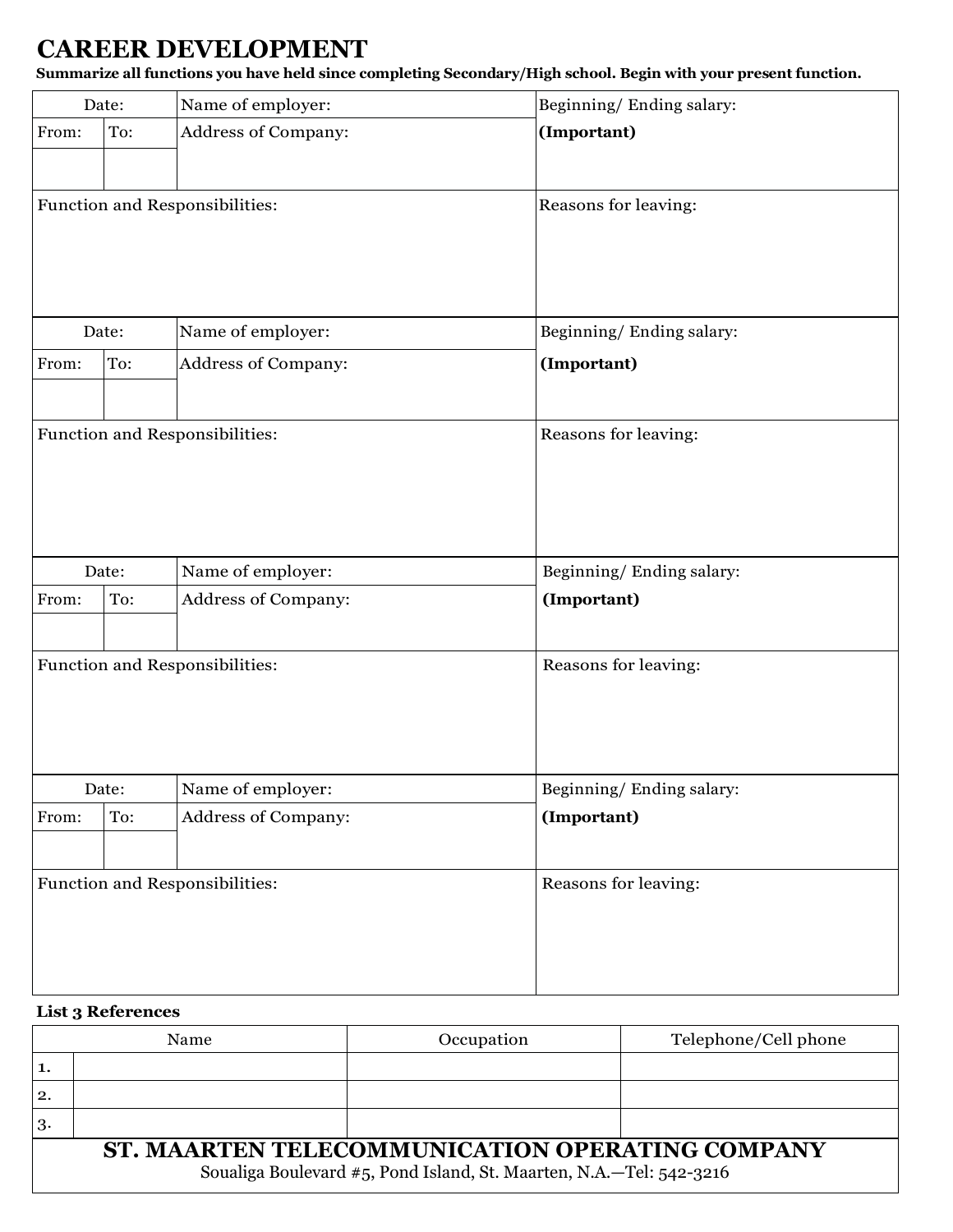# CAREER DEVELOPMENT

**Summarize all functions you have held since completing Secondary/High school. Begin with your present function.**

| Date: | | Name of employer: | Beginning/ Ending salary: |
|---|---|---|---|
| From: | To: | Address of Company: | **(Important)** |
| | | | |
| Function and Responsibilities: | | | Reasons for leaving: |

| Date: | | Name of employer: | Beginning/ Ending salary: |
|---|---|---|---|
| From: | To: | Address of Company: | **(Important)** |
| | | | |
| Function and Responsibilities: | | | Reasons for leaving: |

| Date: | | Name of employer: | Beginning/ Ending salary: |
|---|---|---|---|
| From: | To: | Address of Company: | **(Important)** |
| | | | |
| Function and Responsibilities: | | | Reasons for leaving: |

| Date: | | Name of employer: | Beginning/ Ending salary: |
|---|---|---|---|
| From: | To: | Address of Company: | **(Important)** |
| | | | |
| Function and Responsibilities: | | | Reasons for leaving: |

**List 3 References**

| | Name | Occupation | Telephone/Cell phone |
|---|---|---|---|
| 1. | | | |
| 2. | | | |
| 3. | | | |

**ST. MAARTEN TELECOMMUNICATION OPERATING COMPANY**

Soualiga Boulevard #5, Pond Island, St. Maarten, N.A.—Tel: 542-3216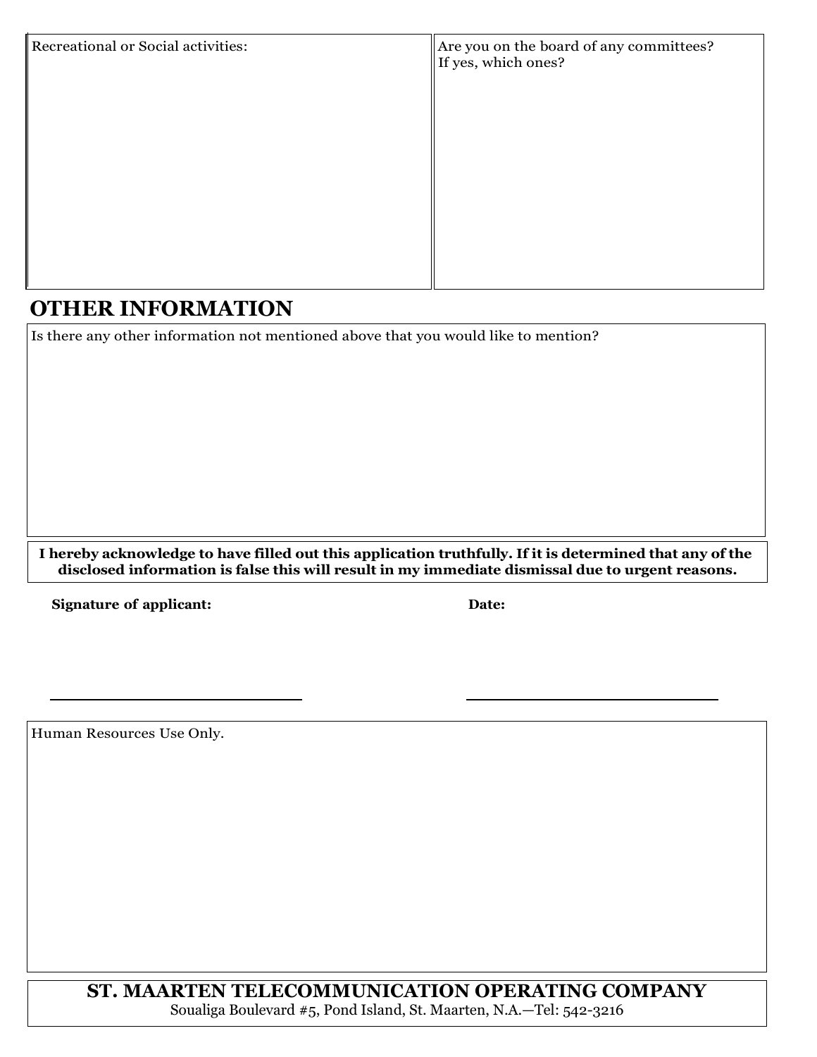| Recreational or Social activities: | Are you on the board of any committees?<br>If yes, which ones? |
| --- | --- |
| | |

## OTHER INFORMATION

Is there any other information not mentioned above that you would like to mention?

**I hereby acknowledge to have filled out this application truthfully. If it is determined that any of the disclosed information is false this will result in my immediate dismissal due to urgent reasons.**

**Signature of applicant:** \_\_\_\_\_\_\_\_\_\_\_\_\_\_\_\_\_\_\_\_\_\_\_\_\_\_

**Date:** \_\_\_\_\_\_\_\_\_\_\_\_\_\_\_\_\_\_\_\_\_\_\_\_\_\_

Human Resources Use Only.

**ST. MAARTEN TELECOMMUNICATION OPERATING COMPANY**

Soualiga Boulevard #5, Pond Island, St. Maarten, N.A.—Tel: 542-3216